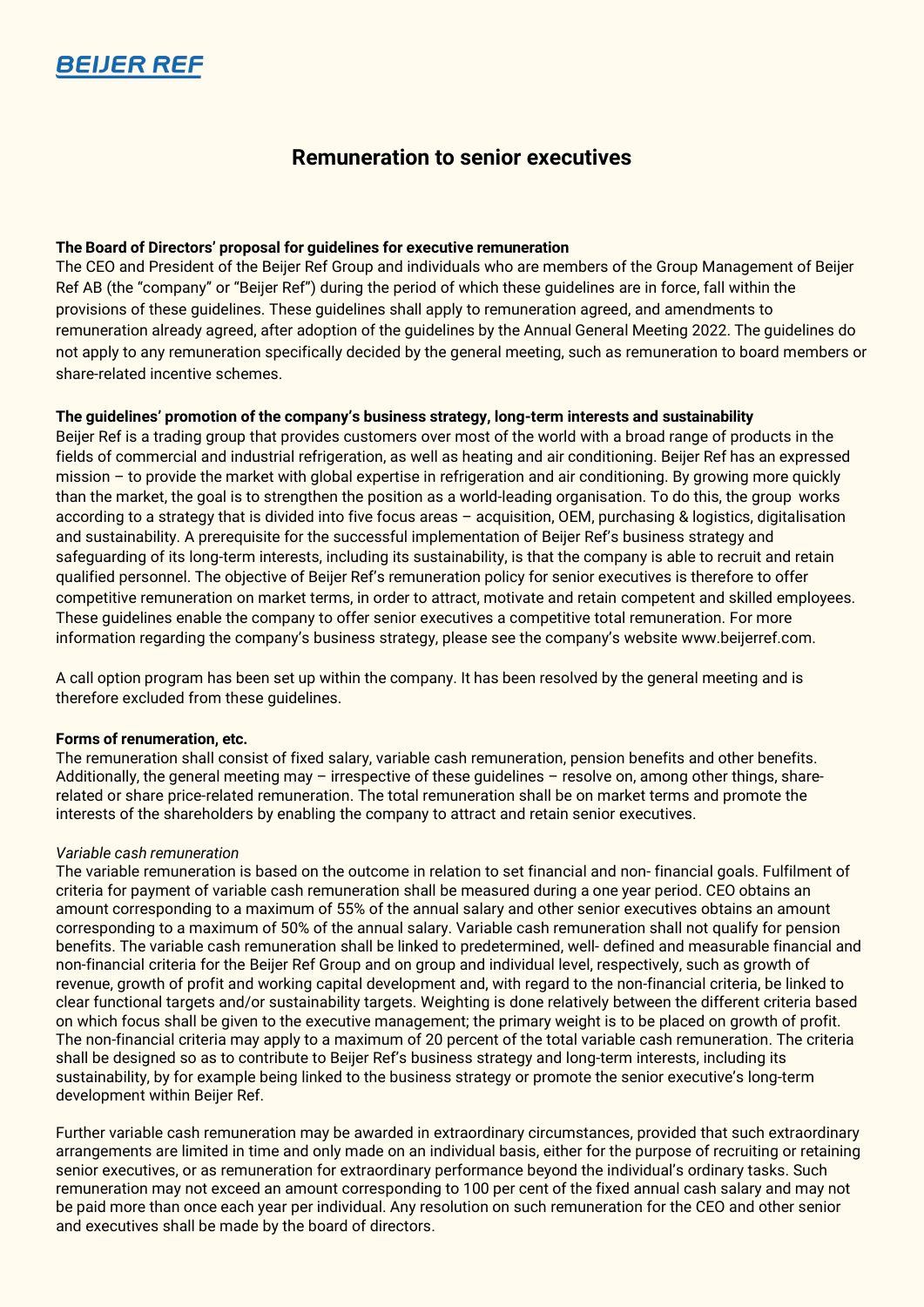BEIJER REF

# Remuneration to senior executives

**The Board of Directors' proposal for guidelines for executive remuneration**
The CEO and President of the Beijer Ref Group and individuals who are members of the Group Management of Beijer Ref AB (the "company" or "Beijer Ref") during the period of which these guidelines are in force, fall within the provisions of these guidelines. These guidelines shall apply to remuneration agreed, and amendments to remuneration already agreed, after adoption of the guidelines by the Annual General Meeting 2022. The guidelines do not apply to any remuneration specifically decided by the general meeting, such as remuneration to board members or share-related incentive schemes.

**The guidelines' promotion of the company's business strategy, long-term interests and sustainability**
Beijer Ref is a trading group that provides customers over most of the world with a broad range of products in the fields of commercial and industrial refrigeration, as well as heating and air conditioning. Beijer Ref has an expressed mission – to provide the market with global expertise in refrigeration and air conditioning. By growing more quickly than the market, the goal is to strengthen the position as a world-leading organisation. To do this, the group works according to a strategy that is divided into five focus areas – acquisition, OEM, purchasing & logistics, digitalisation and sustainability. A prerequisite for the successful implementation of Beijer Ref's business strategy and safeguarding of its long-term interests, including its sustainability, is that the company is able to recruit and retain qualified personnel. The objective of Beijer Ref's remuneration policy for senior executives is therefore to offer competitive remuneration on market terms, in order to attract, motivate and retain competent and skilled employees. These guidelines enable the company to offer senior executives a competitive total remuneration. For more information regarding the company's business strategy, please see the company's website www.beijerref.com.

A call option program has been set up within the company. It has been resolved by the general meeting and is therefore excluded from these guidelines.

**Forms of renumeration, etc.**
The remuneration shall consist of fixed salary, variable cash remuneration, pension benefits and other benefits. Additionally, the general meeting may – irrespective of these guidelines – resolve on, among other things, share-related or share price-related remuneration. The total remuneration shall be on market terms and promote the interests of the shareholders by enabling the company to attract and retain senior executives.

*Variable cash remuneration*
The variable remuneration is based on the outcome in relation to set financial and non- financial goals. Fulfilment of criteria for payment of variable cash remuneration shall be measured during a one year period. CEO obtains an amount corresponding to a maximum of 55% of the annual salary and other senior executives obtains an amount corresponding to a maximum of 50% of the annual salary. Variable cash remuneration shall not qualify for pension benefits. The variable cash remuneration shall be linked to predetermined, well- defined and measurable financial and non-financial criteria for the Beijer Ref Group and on group and individual level, respectively, such as growth of revenue, growth of profit and working capital development and, with regard to the non-financial criteria, be linked to clear functional targets and/or sustainability targets. Weighting is done relatively between the different criteria based on which focus shall be given to the executive management; the primary weight is to be placed on growth of profit. The non-financial criteria may apply to a maximum of 20 percent of the total variable cash remuneration. The criteria shall be designed so as to contribute to Beijer Ref's business strategy and long-term interests, including its sustainability, by for example being linked to the business strategy or promote the senior executive's long-term development within Beijer Ref.

Further variable cash remuneration may be awarded in extraordinary circumstances, provided that such extraordinary arrangements are limited in time and only made on an individual basis, either for the purpose of recruiting or retaining senior executives, or as remuneration for extraordinary performance beyond the individual's ordinary tasks. Such remuneration may not exceed an amount corresponding to 100 per cent of the fixed annual cash salary and may not be paid more than once each year per individual. Any resolution on such remuneration for the CEO and other senior and executives shall be made by the board of directors.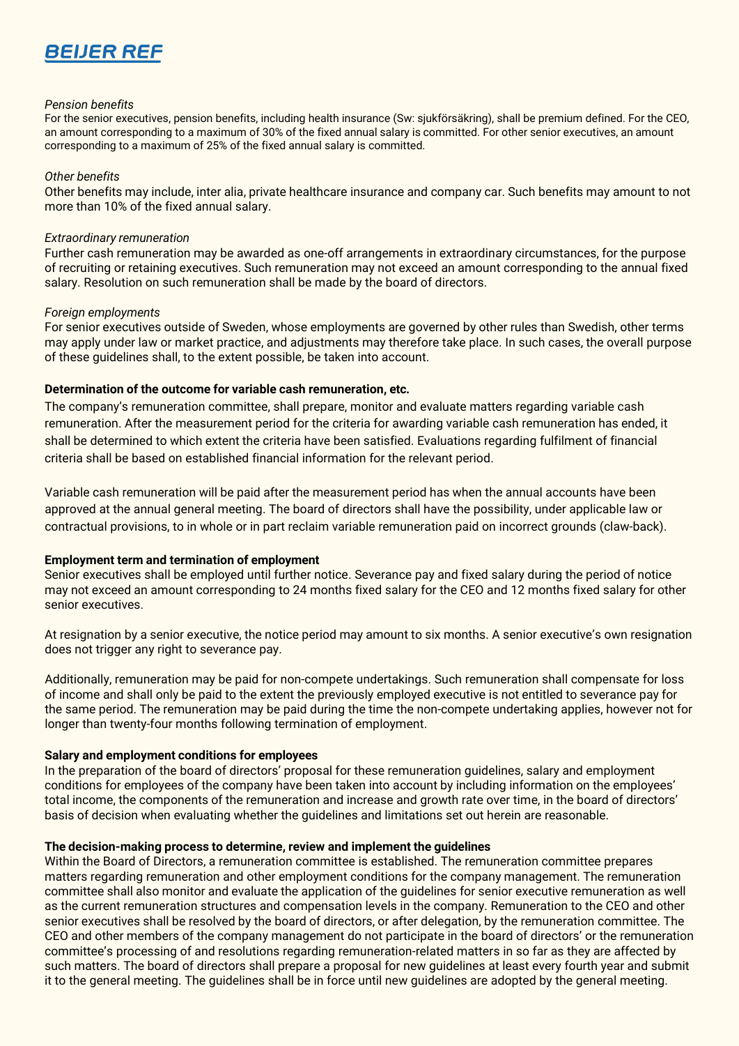*Pension benefits*

For the senior executives, pension benefits, including health insurance (Sw: sjukförsäkring), shall be premium defined. For the CEO, an amount corresponding to a maximum of 30% of the fixed annual salary is committed. For other senior executives, an amount corresponding to a maximum of 25% of the fixed annual salary is committed.

*Other benefits*

Other benefits may include, inter alia, private healthcare insurance and company car. Such benefits may amount to not more than 10% of the fixed annual salary.

*Extraordinary remuneration*

Further cash remuneration may be awarded as one-off arrangements in extraordinary circumstances, for the purpose of recruiting or retaining executives. Such remuneration may not exceed an amount corresponding to the annual fixed salary. Resolution on such remuneration shall be made by the board of directors.

*Foreign employments*

For senior executives outside of Sweden, whose employments are governed by other rules than Swedish, other terms may apply under law or market practice, and adjustments may therefore take place. In such cases, the overall purpose of these guidelines shall, to the extent possible, be taken into account.

**Determination of the outcome for variable cash remuneration, etc.**

The company's remuneration committee, shall prepare, monitor and evaluate matters regarding variable cash remuneration. After the measurement period for the criteria for awarding variable cash remuneration has ended, it shall be determined to which extent the criteria have been satisfied. Evaluations regarding fulfilment of financial criteria shall be based on established financial information for the relevant period.

Variable cash remuneration will be paid after the measurement period has when the annual accounts have been approved at the annual general meeting. The board of directors shall have the possibility, under applicable law or contractual provisions, to in whole or in part reclaim variable remuneration paid on incorrect grounds (claw-back).

**Employment term and termination of employment**

Senior executives shall be employed until further notice. Severance pay and fixed salary during the period of notice may not exceed an amount corresponding to 24 months fixed salary for the CEO and 12 months fixed salary for other senior executives.

At resignation by a senior executive, the notice period may amount to six months. A senior executive's own resignation does not trigger any right to severance pay.

Additionally, remuneration may be paid for non-compete undertakings. Such remuneration shall compensate for loss of income and shall only be paid to the extent the previously employed executive is not entitled to severance pay for the same period. The remuneration may be paid during the time the non-compete undertaking applies, however not for longer than twenty-four months following termination of employment.

**Salary and employment conditions for employees**

In the preparation of the board of directors' proposal for these remuneration guidelines, salary and employment conditions for employees of the company have been taken into account by including information on the employees' total income, the components of the remuneration and increase and growth rate over time, in the board of directors' basis of decision when evaluating whether the guidelines and limitations set out herein are reasonable.

**The decision-making process to determine, review and implement the guidelines**

Within the Board of Directors, a remuneration committee is established. The remuneration committee prepares matters regarding remuneration and other employment conditions for the company management. The remuneration committee shall also monitor and evaluate the application of the guidelines for senior executive remuneration as well as the current remuneration structures and compensation levels in the company. Remuneration to the CEO and other senior executives shall be resolved by the board of directors, or after delegation, by the remuneration committee. The CEO and other members of the company management do not participate in the board of directors' or the remuneration committee's processing of and resolutions regarding remuneration-related matters in so far as they are affected by such matters. The board of directors shall prepare a proposal for new guidelines at least every fourth year and submit it to the general meeting. The guidelines shall be in force until new guidelines are adopted by the general meeting.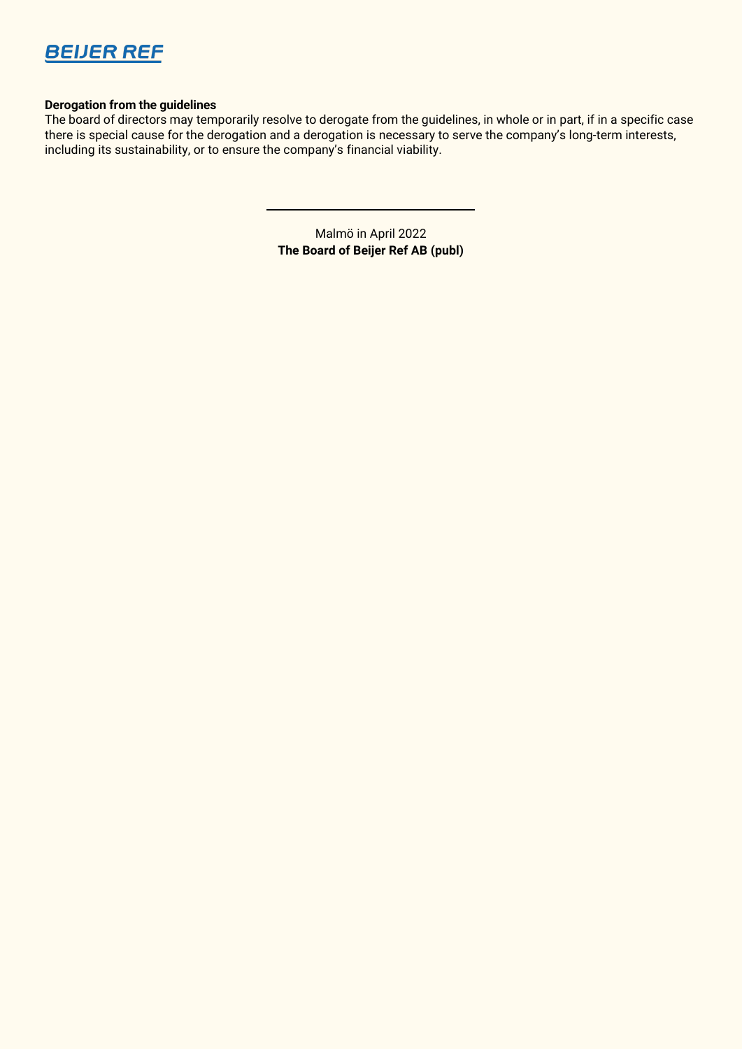**Derogation from the guidelines**

The board of directors may temporarily resolve to derogate from the guidelines, in whole or in part, if in a specific case there is special cause for the derogation and a derogation is necessary to serve the company's long-term interests, including its sustainability, or to ensure the company's financial viability.

---

Malmö in April 2022

**The Board of Beijer Ref AB (publ)**